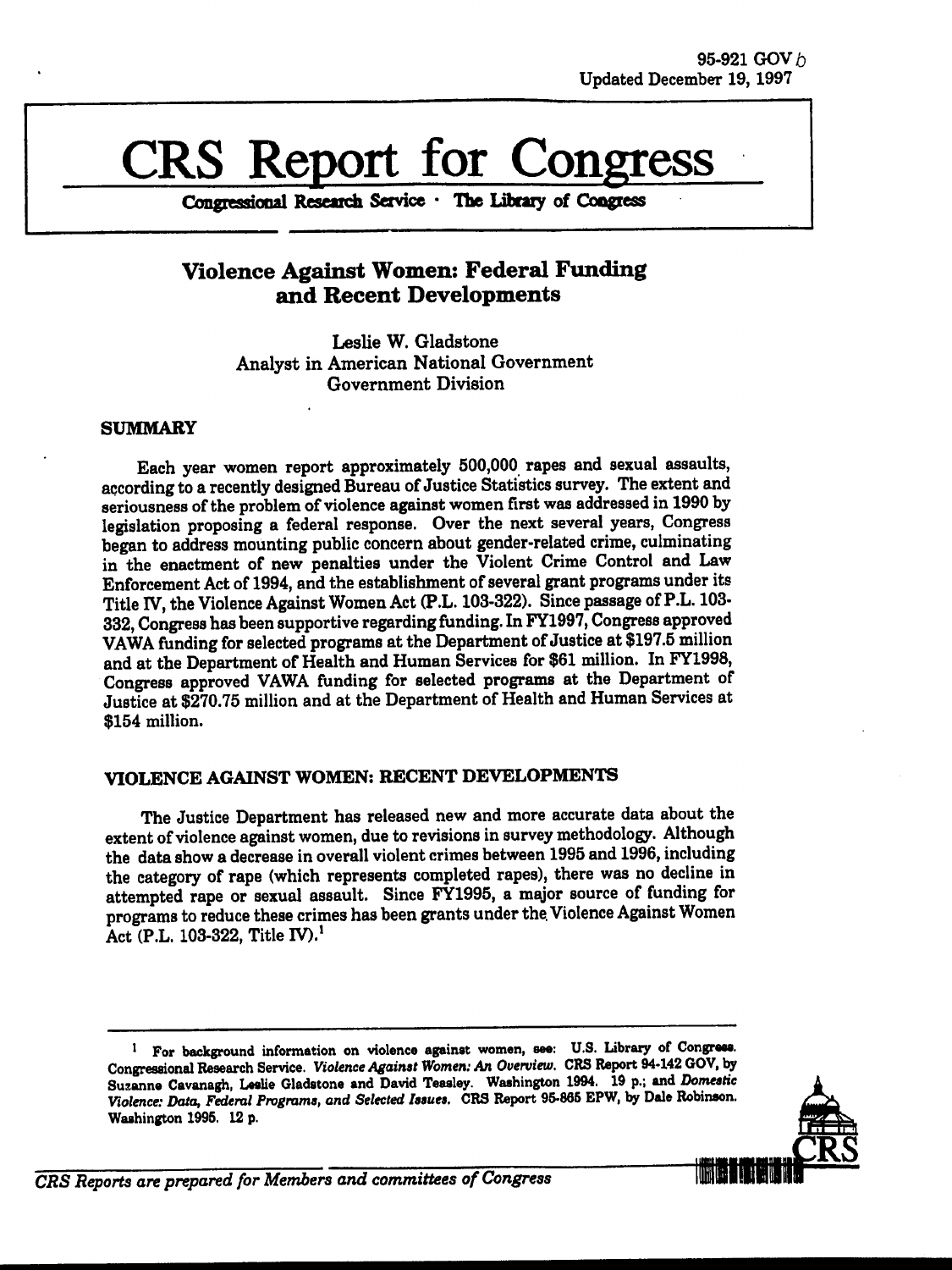95-921 GOV
Updated December 19, 1997

# CRS Report for Congress

Congressional Research Service · The Library of Congress

## Violence Against Women: Federal Funding and Recent Developments

Leslie W. Gladstone
Analyst in American National Government
Government Division

### SUMMARY

Each year women report approximately 500,000 rapes and sexual assaults, according to a recently designed Bureau of Justice Statistics survey. The extent and seriousness of the problem of violence against women first was addressed in 1990 by legislation proposing a federal response. Over the next several years, Congress began to address mounting public concern about gender-related crime, culminating in the enactment of new penalties under the Violent Crime Control and Law Enforcement Act of 1994, and the establishment of several grant programs under its Title IV, the Violence Against Women Act (P.L. 103-322). Since passage of P.L. 103-332, Congress has been supportive regarding funding. In FY1997, Congress approved VAWA funding for selected programs at the Department of Justice at $197.5 million and at the Department of Health and Human Services for $61 million. In FY1998, Congress approved VAWA funding for selected programs at the Department of Justice at $270.75 million and at the Department of Health and Human Services at $154 million.

### VIOLENCE AGAINST WOMEN: RECENT DEVELOPMENTS

The Justice Department has released new and more accurate data about the extent of violence against women, due to revisions in survey methodology. Although the data show a decrease in overall violent crimes between 1995 and 1996, including the category of rape (which represents completed rapes), there was no decline in attempted rape or sexual assault. Since FY1995, a major source of funding for programs to reduce these crimes has been grants under the Violence Against Women Act (P.L. 103-322, Title IV).[1]

---

[1] For background information on violence against women, see: U.S. Library of Congress. Congressional Research Service. *Violence Against Women: An Overview*. CRS Report 94-142 GOV, by Suzanne Cavanagh, Leslie Gladstone and David Teasley. Washington 1994. 19 p.; and *Domestic Violence: Data, Federal Programs, and Selected Issues*. CRS Report 95-865 EPW, by Dale Robinson. Washington 1995. 12 p.

*CRS Reports are prepared for Members and committees of Congress*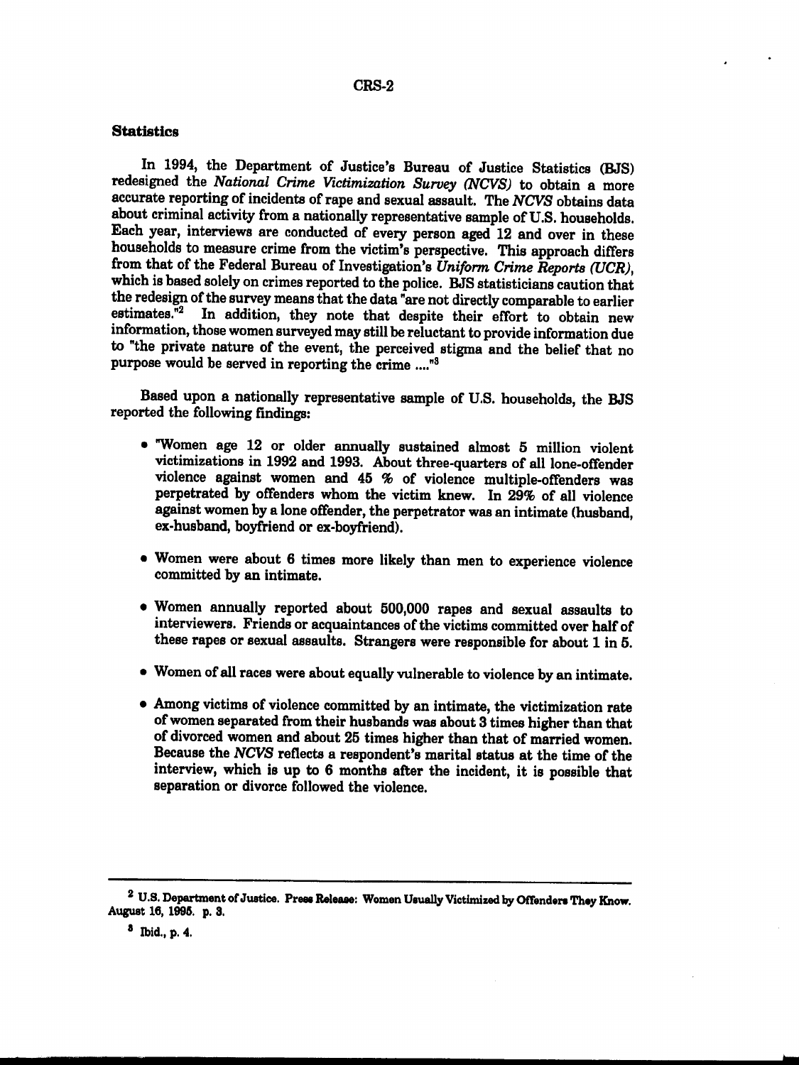### Statistics

In 1994, the Department of Justice's Bureau of Justice Statistics (BJS) redesigned the *National Crime Victimization Survey (NCVS)* to obtain a more accurate reporting of incidents of rape and sexual assault. The *NCVS* obtains data about criminal activity from a nationally representative sample of U.S. households. Each year, interviews are conducted of every person aged 12 and over in these households to measure crime from the victim's perspective. This approach differs from that of the Federal Bureau of Investigation's *Uniform Crime Reports (UCR)*, which is based solely on crimes reported to the police. BJS statisticians caution that the redesign of the survey means that the data "are not directly comparable to earlier estimates."[2] In addition, they note that despite their effort to obtain new information, those women surveyed may still be reluctant to provide information due to "the private nature of the event, the perceived stigma and the belief that no purpose would be served in reporting the crime ...."[3]

Based upon a nationally representative sample of U.S. households, the BJS reported the following findings:

- "Women age 12 or older annually sustained almost 5 million violent victimizations in 1992 and 1993. About three-quarters of all lone-offender violence against women and 45 % of violence multiple-offenders was perpetrated by offenders whom the victim knew. In 29% of all violence against women by a lone offender, the perpetrator was an intimate (husband, ex-husband, boyfriend or ex-boyfriend).

- Women were about 6 times more likely than men to experience violence committed by an intimate.

- Women annually reported about 500,000 rapes and sexual assaults to interviewers. Friends or acquaintances of the victims committed over half of these rapes or sexual assaults. Strangers were responsible for about 1 in 5.

- Women of all races were about equally vulnerable to violence by an intimate.

- Among victims of violence committed by an intimate, the victimization rate of women separated from their husbands was about 3 times higher than that of divorced women and about 25 times higher than that of married women. Because the *NCVS* reflects a respondent's marital status at the time of the interview, which is up to 6 months after the incident, it is possible that separation or divorce followed the violence.

---

[2] U.S. Department of Justice. Press Release: Women Usually Victimized by Offenders They Know. August 16, 1995. p. 3.

[3] Ibid., p. 4.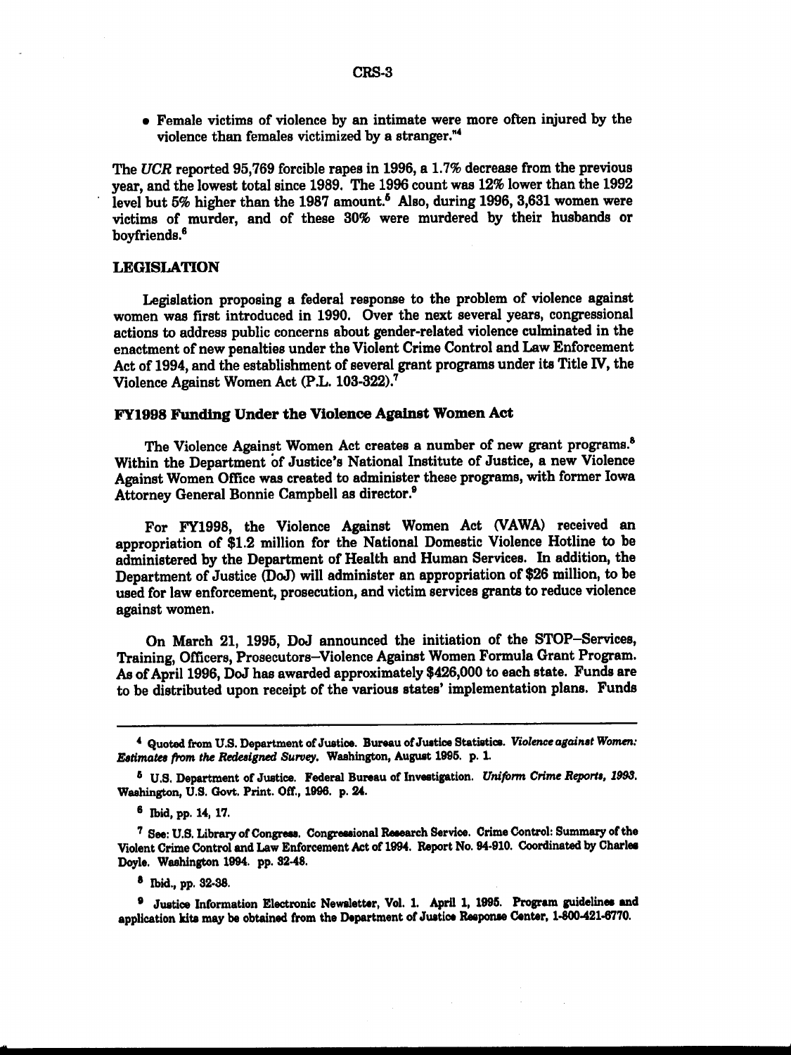- Female victims of violence by an intimate were more often injured by the violence than females victimized by a stranger."[4]

The *UCR* reported 95,769 forcible rapes in 1996, a 1.7% decrease from the previous year, and the lowest total since 1989. The 1996 count was 12% lower than the 1992 level but 5% higher than the 1987 amount.[5] Also, during 1996, 3,631 women were victims of murder, and of these 30% were murdered by their husbands or boyfriends.[6]

## LEGISLATION

Legislation proposing a federal response to the problem of violence against women was first introduced in 1990. Over the next several years, congressional actions to address public concerns about gender-related violence culminated in the enactment of new penalties under the Violent Crime Control and Law Enforcement Act of 1994, and the establishment of several grant programs under its Title IV, the Violence Against Women Act (P.L. 103-322).[7]

### FY1998 Funding Under the Violence Against Women Act

The Violence Against Women Act creates a number of new grant programs.[8] Within the Department of Justice's National Institute of Justice, a new Violence Against Women Office was created to administer these programs, with former Iowa Attorney General Bonnie Campbell as director.[9]

For FY1998, the Violence Against Women Act (VAWA) received an appropriation of $1.2 million for the National Domestic Violence Hotline to be administered by the Department of Health and Human Services. In addition, the Department of Justice (DoJ) will administer an appropriation of $26 million, to be used for law enforcement, prosecution, and victim services grants to reduce violence against women.

On March 21, 1995, DoJ announced the initiation of the STOP–Services, Training, Officers, Prosecutors–Violence Against Women Formula Grant Program. As of April 1996, DoJ has awarded approximately $426,000 to each state. Funds are to be distributed upon receipt of the various states' implementation plans. Funds

---

[4] Quoted from U.S. Department of Justice. Bureau of Justice Statistics. *Violence against Women: Estimates from the Redesigned Survey.* Washington, August 1995. p. 1.

[5] U.S. Department of Justice. Federal Bureau of Investigation. *Uniform Crime Reports, 1993.* Washington, U.S. Govt. Print. Off., 1996. p. 24.

[6] Ibid, pp. 14, 17.

[7] See: U.S. Library of Congress. Congressional Research Service. Crime Control: Summary of the Violent Crime Control and Law Enforcement Act of 1994. Report No. 94-910. Coordinated by Charles Doyle. Washington 1994. pp. 32-48.

[8] Ibid., pp. 32-38.

[9] Justice Information Electronic Newsletter, Vol. 1. April 1, 1995. Program guidelines and application kits may be obtained from the Department of Justice Response Center, 1-800-421-6770.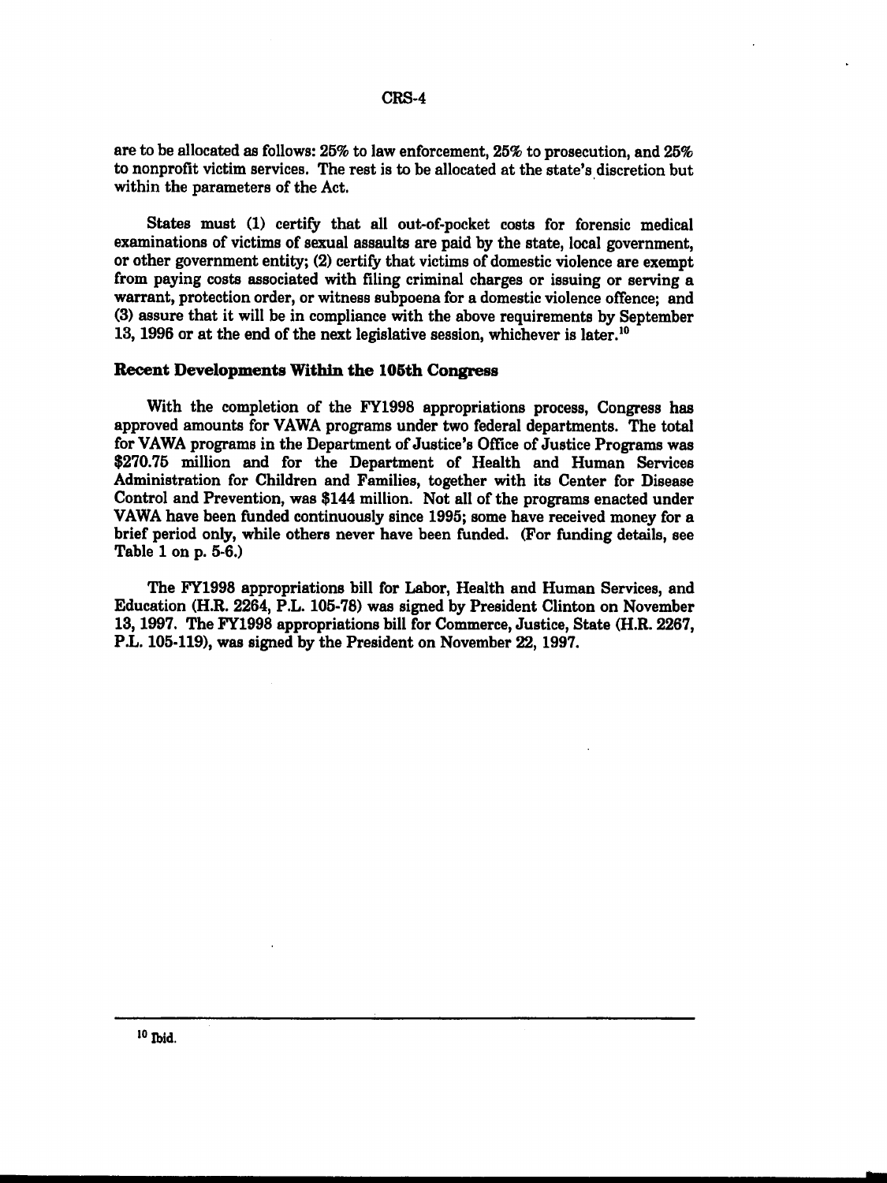are to be allocated as follows: 25% to law enforcement, 25% to prosecution, and 25% to nonprofit victim services. The rest is to be allocated at the state's discretion but within the parameters of the Act.

States must (1) certify that all out-of-pocket costs for forensic medical examinations of victims of sexual assaults are paid by the state, local government, or other government entity; (2) certify that victims of domestic violence are exempt from paying costs associated with filing criminal charges or issuing or serving a warrant, protection order, or witness subpoena for a domestic violence offence; and (3) assure that it will be in compliance with the above requirements by September 13, 1996 or at the end of the next legislative session, whichever is later.[10]

### Recent Developments Within the 105th Congress

With the completion of the FY1998 appropriations process, Congress has approved amounts for VAWA programs under two federal departments. The total for VAWA programs in the Department of Justice's Office of Justice Programs was $270.75 million and for the Department of Health and Human Services Administration for Children and Families, together with its Center for Disease Control and Prevention, was $144 million. Not all of the programs enacted under VAWA have been funded continuously since 1995; some have received money for a brief period only, while others never have been funded. (For funding details, see Table 1 on p. 5-6.)

The FY1998 appropriations bill for Labor, Health and Human Services, and Education (H.R. 2264, P.L. 105-78) was signed by President Clinton on November 13, 1997. The FY1998 appropriations bill for Commerce, Justice, State (H.R. 2267, P.L. 105-119), was signed by the President on November 22, 1997.

---

[10] Ibid.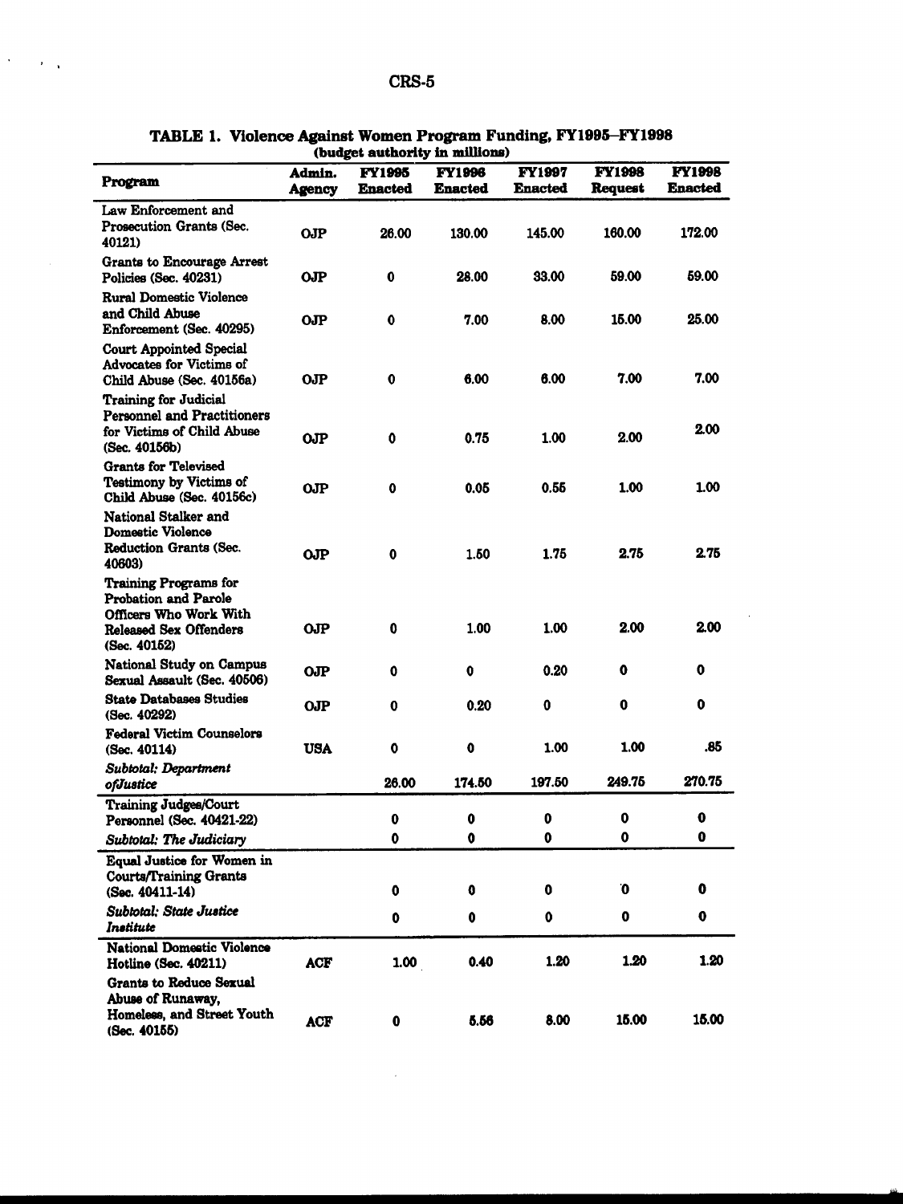**TABLE 1. Violence Against Women Program Funding, FY1995–FY1998**
**(budget authority in millions)**

| Program | Admin. Agency | FY1995 Enacted | FY1996 Enacted | FY1997 Enacted | FY1998 Request | FY1998 Enacted |
|---|---|---|---|---|---|---|
| Law Enforcement and Prosecution Grants (Sec. 40121) | OJP | 26.00 | 130.00 | 145.00 | 160.00 | 172.00 |
| Grants to Encourage Arrest Policies (Sec. 40231) | OJP | 0 | 28.00 | 33.00 | 59.00 | 59.00 |
| Rural Domestic Violence and Child Abuse Enforcement (Sec. 40295) | OJP | 0 | 7.00 | 8.00 | 15.00 | 25.00 |
| Court Appointed Special Advocates for Victims of Child Abuse (Sec. 40156a) | OJP | 0 | 6.00 | 6.00 | 7.00 | 7.00 |
| Training for Judicial Personnel and Practitioners for Victims of Child Abuse (Sec. 40156b) | OJP | 0 | 0.75 | 1.00 | 2.00 | 2.00 |
| Grants for Televised Testimony by Victims of Child Abuse (Sec. 40156c) | OJP | 0 | 0.05 | 0.55 | 1.00 | 1.00 |
| National Stalker and Domestic Violence Reduction Grants (Sec. 40603) | OJP | 0 | 1.50 | 1.75 | 2.75 | 2.75 |
| Training Programs for Probation and Parole Officers Who Work With Released Sex Offenders (Sec. 40152) | OJP | 0 | 1.00 | 1.00 | 2.00 | 2.00 |
| National Study on Campus Sexual Assault (Sec. 40506) | OJP | 0 | 0 | 0.20 | 0 | 0 |
| State Databases Studies (Sec. 40292) | OJP | 0 | 0.20 | 0 | 0 | 0 |
| Federal Victim Counselors (Sec. 40114) | USA | 0 | 0 | 1.00 | 1.00 | .85 |
| *Subtotal: Department ofJustice* | | 26.00 | 174.50 | 197.50 | 249.75 | 270.75 |
| Training Judges/Court Personnel (Sec. 40421-22) | | 0 | 0 | 0 | 0 | 0 |
| *Subtotal: The Judiciary* | | 0 | 0 | 0 | 0 | 0 |
| Equal Justice for Women in Courts/Training Grants (Sec. 40411-14) | | 0 | 0 | 0 | 0 | 0 |
| *Subtotal: State Justice Institute* | | 0 | 0 | 0 | 0 | 0 |
| National Domestic Violence Hotline (Sec. 40211) | ACF | 1.00 | 0.40 | 1.20 | 1.20 | 1.20 |
| Grants to Reduce Sexual Abuse of Runaway, Homeless, and Street Youth (Sec. 40155) | ACF | 0 | 5.56 | 8.00 | 15.00 | 15.00 |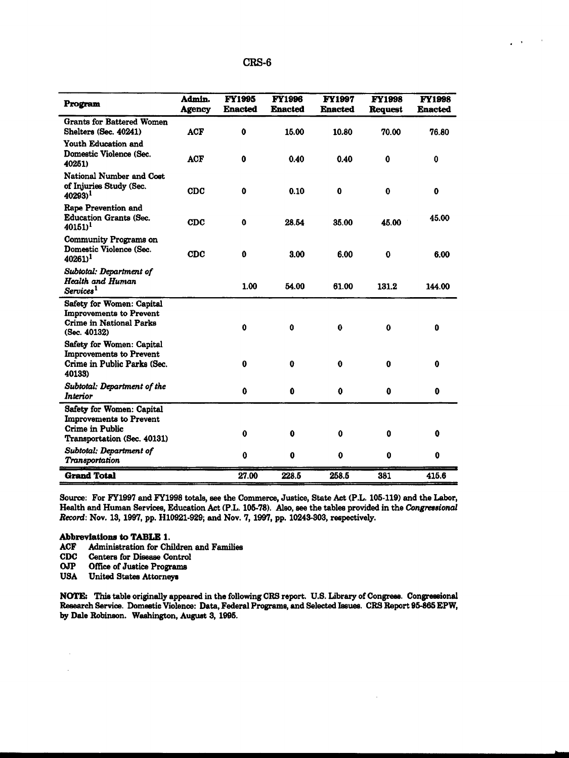| Program | Admin. Agency | FY1995 Enacted | FY1996 Enacted | FY1997 Enacted | FY1998 Request | FY1998 Enacted |
|---|---|---|---|---|---|---|
| Grants for Battered Women Shelters (Sec. 40241) | ACF | 0 | 15.00 | 10.80 | 70.00 | 76.80 |
| Youth Education and Domestic Violence (Sec. 40251) | ACF | 0 | 0.40 | 0.40 | 0 | 0 |
| National Number and Cost of Injuries Study (Sec. 40293)[1] | CDC | 0 | 0.10 | 0 | 0 | 0 |
| Rape Prevention and Education Grants (Sec. 40151)[1] | CDC | 0 | 28.54 | 35.00 | 45.00 | 45.00 |
| Community Programs on Domestic Violence (Sec. 40261)[1] | CDC | 0 | 3.00 | 6.00 | 0 | 6.00 |
| *Subtotal: Department of Health and Human Services*[1] | | 1.00 | 54.00 | 61.00 | 131.2 | 144.00 |
| Safety for Women: Capital Improvements to Prevent Crime in National Parks (Sec. 40132) | | 0 | 0 | 0 | 0 | 0 |
| Safety for Women: Capital Improvements to Prevent Crime in Public Parks (Sec. 40133) | | 0 | 0 | 0 | 0 | 0 |
| *Subtotal: Department of the Interior* | | 0 | 0 | 0 | 0 | 0 |
| Safety for Women: Capital Improvements to Prevent Crime in Public Transportation (Sec. 40131) | | 0 | 0 | 0 | 0 | 0 |
| *Subtotal: Department of Transportation* | | 0 | 0 | 0 | 0 | 0 |
| **Grand Total** | | 27.00 | 228.5 | 258.5 | 381 | 415.6 |

Source: For FY1997 and FY1998 totals, see the Commerce, Justice, State Act (P.L. 105-119) and the Labor, Health and Human Services, Education Act (P.L. 105-78). Also, see the tables provided in the *Congressional Record*: Nov. 13, 1997, pp. H10921-929; and Nov. 7, 1997, pp. 10243-303, respectively.

**Abbreviations to TABLE 1.**

- **ACF** Administration for Children and Families
- **CDC** Centers for Disease Control
- **OJP** Office of Justice Programs
- **USA** United States Attorneys

**NOTE:** This table originally appeared in the following CRS report. U.S. Library of Congress. Congressional Research Service. Domestic Violence: Data, Federal Programs, and Selected Issues. CRS Report 95-865 EPW, by Dale Robinson. Washington, August 3, 1995.